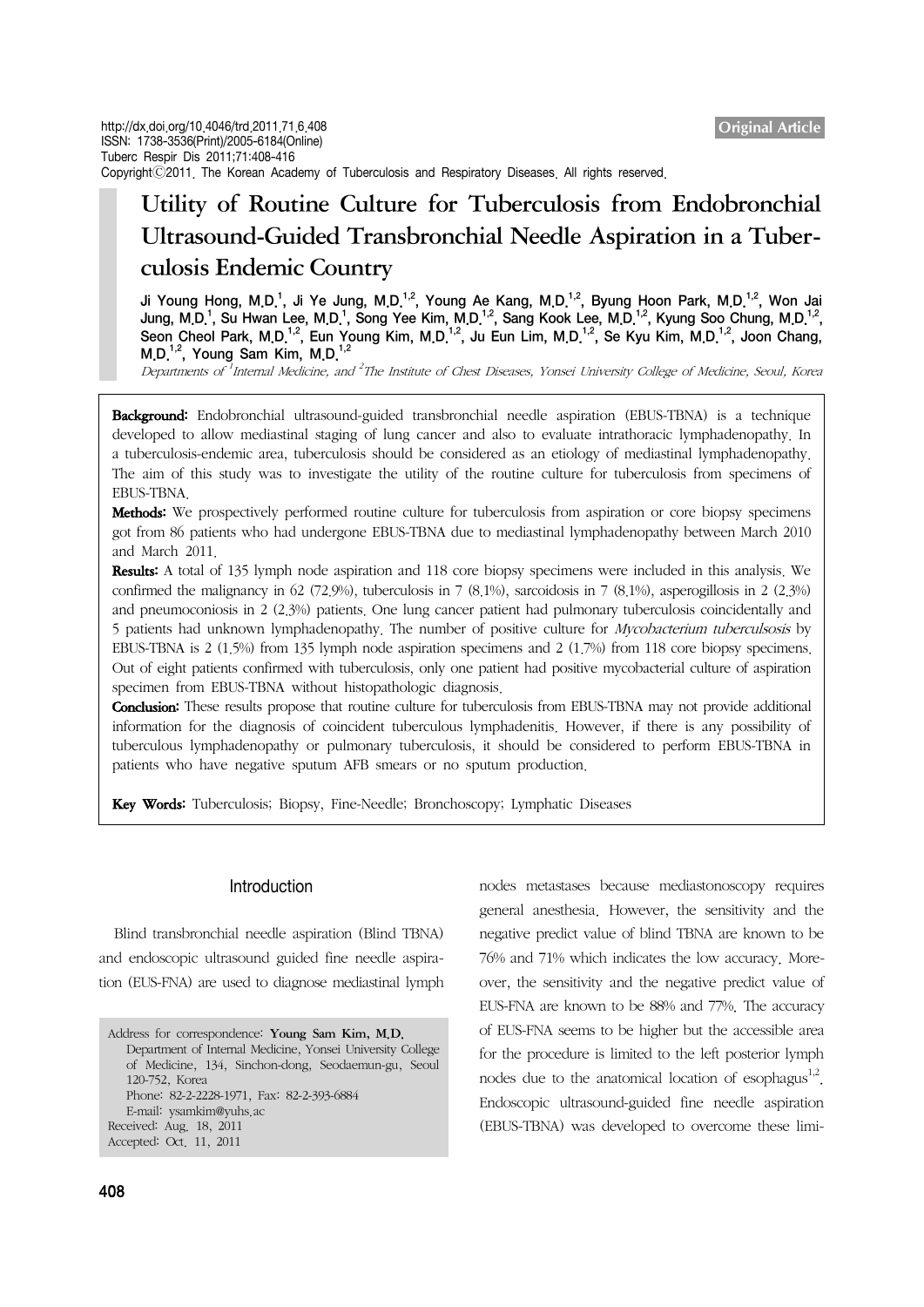Original Article

# Utility of Routine Culture for Tuberculosis from Endobronchial Ultrasound-Guided Transbronchial Needle Aspiration in a Tuberculosis Endemic Country

Ji Young Hong, M.D.[1], Ji Ye Jung, M.D.[1,2], Young Ae Kang, M.D.[1,2], Byung Hoon Park, M.D.[1,2], Won Jai Jung, M.D.[1], Su Hwan Lee, M.D.[1], Song Yee Kim, M.D.[1,2], Sang Kook Lee, M.D.[1,2], Kyung Soo Chung, M.D.[1,2], Seon Cheol Park, M.D.[1,2], Eun Young Kim, M.D.[1,2], Ju Eun Lim, M.D.[1,2], Se Kyu Kim, M.D.[1,2], Joon Chang, M.D.[1,2], Young Sam Kim, M.D.[1,2]

*Departments of [1]Internal Medicine, and [2]The Institute of Chest Diseases, Yonsei University College of Medicine, Seoul, Korea*

**Background:** Endobronchial ultrasound-guided transbronchial needle aspiration (EBUS-TBNA) is a technique developed to allow mediastinal staging of lung cancer and also to evaluate intrathoracic lymphadenopathy. In a tuberculosis-endemic area, tuberculosis should be considered as an etiology of mediastinal lymphadenopathy. The aim of this study was to investigate the utility of the routine culture for tuberculosis from specimens of EBUS-TBNA.

**Methods:** We prospectively performed routine culture for tuberculosis from aspiration or core biopsy specimens got from 86 patients who had undergone EBUS-TBNA due to mediastinal lymphadenopathy between March 2010 and March 2011.

**Results:** A total of 135 lymph node aspiration and 118 core biopsy specimens were included in this analysis. We confirmed the malignancy in 62 (72.9%), tuberculosis in 7 (8.1%), sarcoidosis in 7 (8.1%), asperogillosis in 2 (2.3%) and pneumoconiosis in 2 (2.3%) patients. One lung cancer patient had pulmonary tuberculosis coincidentally and 5 patients had unknown lymphadenopathy. The number of positive culture for *Mycobacterium tuberculsosis* by EBUS-TBNA is 2 (1.5%) from 135 lymph node aspiration specimens and 2 (1.7%) from 118 core biopsy specimens. Out of eight patients confirmed with tuberculosis, only one patient had positive mycobacterial culture of aspiration specimen from EBUS-TBNA without histopathologic diagnosis.

**Conclusion:** These results propose that routine culture for tuberculosis from EBUS-TBNA may not provide additional information for the diagnosis of coincident tuberculous lymphadenitis. However, if there is any possibility of tuberculous lymphadenopathy or pulmonary tuberculosis, it should be considered to perform EBUS-TBNA in patients who have negative sputum AFB smears or no sputum production.

**Key Words:** Tuberculosis; Biopsy, Fine-Needle; Bronchoscopy; Lymphatic Diseases

## Introduction

Blind transbronchial needle aspiration (Blind TBNA) and endoscopic ultrasound guided fine needle aspiration (EUS-FNA) are used to diagnose mediastinal lymph nodes metastases because mediastonoscopy requires general anesthesia. However, the sensitivity and the negative predict value of blind TBNA are known to be 76% and 71% which indicates the low accuracy. Moreover, the sensitivity and the negative predict value of EUS-FNA are known to be 88% and 77%. The accuracy of EUS-FNA seems to be higher but the accessible area for the procedure is limited to the left posterior lymph nodes due to the anatomical location of esophagus[1,2]. Endoscopic ultrasound-guided fine needle aspiration (EBUS-TBNA) was developed to overcome these limi-

Address for correspondence: **Young Sam Kim, M.D.**
Department of Internal Medicine, Yonsei University College of Medicine, 134, Sinchon-dong, Seodaemun-gu, Seoul 120-752, Korea
Phone: 82-2-2228-1971, Fax: 82-2-393-6884
E-mail: ysamkim@yuhs.ac
Received: Aug. 18, 2011
Accepted: Oct. 11, 2011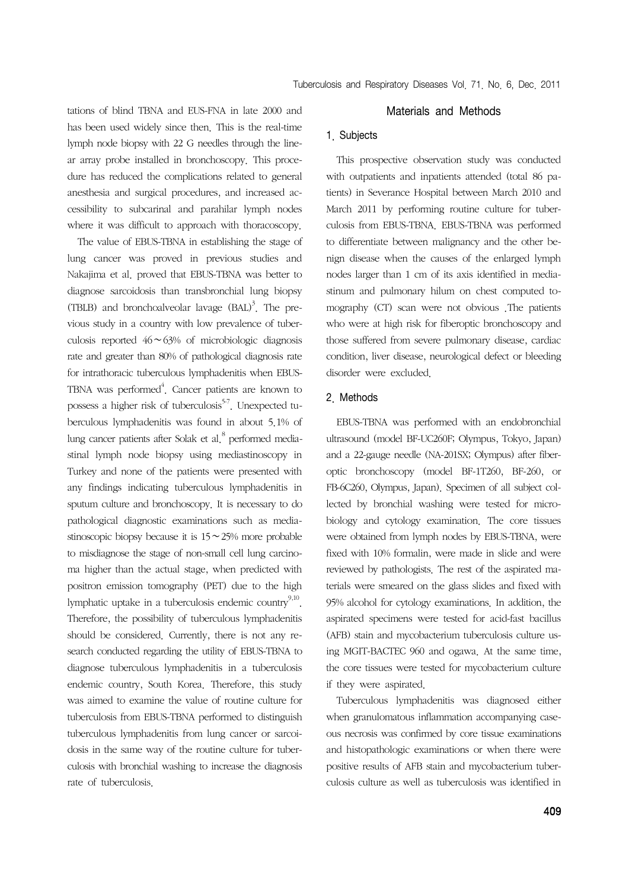tations of blind TBNA and EUS-FNA in late 2000 and has been used widely since then. This is the real-time lymph node biopsy with 22 G needles through the linear array probe installed in bronchoscopy. This procedure has reduced the complications related to general anesthesia and surgical procedures, and increased accessibility to subcarinal and parahilar lymph nodes where it was difficult to approach with thoracoscopy.

The value of EBUS-TBNA in establishing the stage of lung cancer was proved in previous studies and Nakajima et al. proved that EBUS-TBNA was better to diagnose sarcoidosis than transbronchial lung biopsy (TBLB) and bronchoalveolar lavage (BAL)[3]. The previous study in a country with low prevalence of tuberculosis reported 46～63% of microbiologic diagnosis rate and greater than 80% of pathological diagnosis rate for intrathoracic tuberculous lymphadenitis when EBUS-TBNA was performed[4]. Cancer patients are known to possess a higher risk of tuberculosis[5-7]. Unexpected tuberculous lymphadenitis was found in about 5.1% of lung cancer patients after Solak et al.[8] performed mediastinal lymph node biopsy using mediastinoscopy in Turkey and none of the patients were presented with any findings indicating tuberculous lymphadenitis in sputum culture and bronchoscopy. It is necessary to do pathological diagnostic examinations such as mediastinoscopic biopsy because it is 15～25% more probable to misdiagnose the stage of non-small cell lung carcinoma higher than the actual stage, when predicted with positron emission tomography (PET) due to the high lymphatic uptake in a tuberculosis endemic country[9,10]. Therefore, the possibility of tuberculous lymphadenitis should be considered. Currently, there is not any research conducted regarding the utility of EBUS-TBNA to diagnose tuberculous lymphadenitis in a tuberculosis endemic country, South Korea. Therefore, this study was aimed to examine the value of routine culture for tuberculosis from EBUS-TBNA performed to distinguish tuberculous lymphadenitis from lung cancer or sarcoidosis in the same way of the routine culture for tuberculosis with bronchial washing to increase the diagnosis rate of tuberculosis.

## Materials and Methods

### 1. Subjects

This prospective observation study was conducted with outpatients and inpatients attended (total 86 patients) in Severance Hospital between March 2010 and March 2011 by performing routine culture for tuberculosis from EBUS-TBNA. EBUS-TBNA was performed to differentiate between malignancy and the other benign disease when the causes of the enlarged lymph nodes larger than 1 cm of its axis identified in mediastinum and pulmonary hilum on chest computed tomography (CT) scan were not obvious .The patients who were at high risk for fiberoptic bronchoscopy and those suffered from severe pulmonary disease, cardiac condition, liver disease, neurological defect or bleeding disorder were excluded.

### 2. Methods

EBUS-TBNA was performed with an endobronchial ultrasound (model BF-UC260F; Olympus, Tokyo, Japan) and a 22-gauge needle (NA-201SX; Olympus) after fiberoptic bronchoscopy (model BF-1T260, BF-260, or FB-6C260, Olympus, Japan). Specimen of all subject collected by bronchial washing were tested for microbiology and cytology examination. The core tissues were obtained from lymph nodes by EBUS-TBNA, were fixed with 10% formalin, were made in slide and were reviewed by pathologists. The rest of the aspirated materials were smeared on the glass slides and fixed with 95% alcohol for cytology examinations. In addition, the aspirated specimens were tested for acid-fast bacillus (AFB) stain and mycobacterium tuberculosis culture using MGIT-BACTEC 960 and ogawa. At the same time, the core tissues were tested for mycobacterium culture if they were aspirated.

Tuberculous lymphadenitis was diagnosed either when granulomatous inflammation accompanying caseous necrosis was confirmed by core tissue examinations and histopathologic examinations or when there were positive results of AFB stain and mycobacterium tuberculosis culture as well as tuberculosis was identified in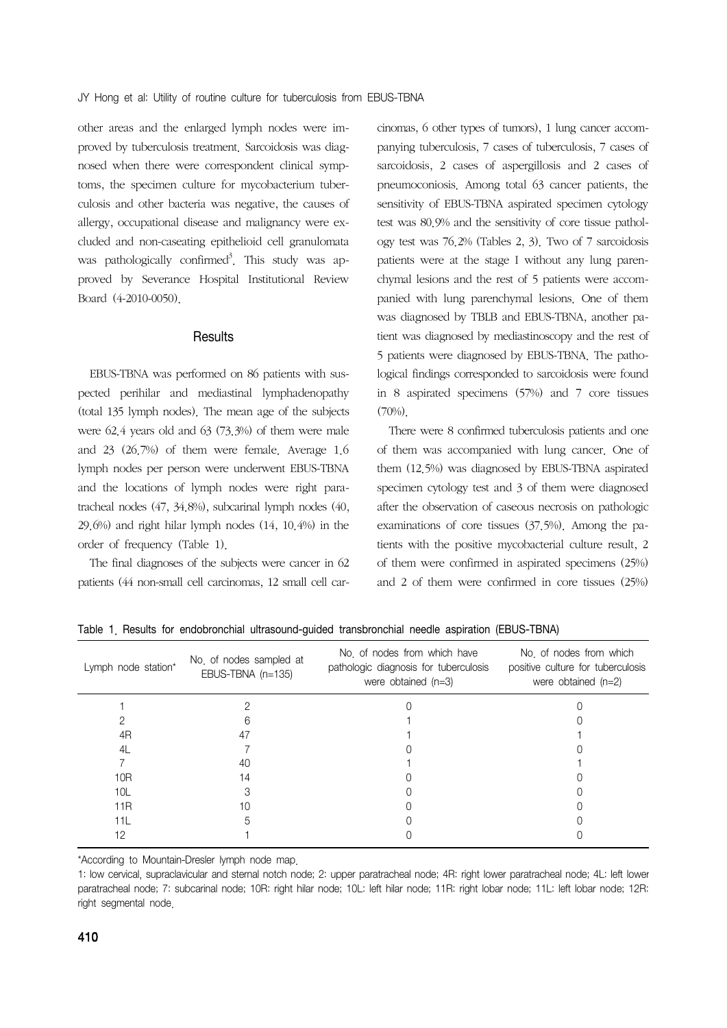other areas and the enlarged lymph nodes were improved by tuberculosis treatment. Sarcoidosis was diagnosed when there were correspondent clinical symptoms, the specimen culture for mycobacterium tuberculosis and other bacteria was negative, the causes of allergy, occupational disease and malignancy were excluded and non-caseating epithelioid cell granulomata was pathologically confirmed[3]. This study was approved by Severance Hospital Institutional Review Board (4-2010-0050).

## Results

EBUS-TBNA was performed on 86 patients with suspected perihilar and mediastinal lymphadenopathy (total 135 lymph nodes). The mean age of the subjects were 62.4 years old and 63 (73.3%) of them were male and 23 (26.7%) of them were female. Average 1.6 lymph nodes per person were underwent EBUS-TBNA and the locations of lymph nodes were right paratracheal nodes (47, 34.8%), subcarinal lymph nodes (40, 29.6%) and right hilar lymph nodes (14, 10.4%) in the order of frequency (Table 1).

The final diagnoses of the subjects were cancer in 62 patients (44 non-small cell carcinomas, 12 small cell carcinomas, 6 other types of tumors), 1 lung cancer accompanying tuberculosis, 7 cases of tuberculosis, 7 cases of sarcoidosis, 2 cases of aspergillosis and 2 cases of pneumoconiosis. Among total 63 cancer patients, the sensitivity of EBUS-TBNA aspirated specimen cytology test was 80.9% and the sensitivity of core tissue pathology test was 76.2% (Tables 2, 3). Two of 7 sarcoidosis patients were at the stage I without any lung parenchymal lesions and the rest of 5 patients were accompanied with lung parenchymal lesions. One of them was diagnosed by TBLB and EBUS-TBNA, another patient was diagnosed by mediastinoscopy and the rest of 5 patients were diagnosed by EBUS-TBNA. The pathological findings corresponded to sarcoidosis were found in 8 aspirated specimens (57%) and 7 core tissues (70%).

There were 8 confirmed tuberculosis patients and one of them was accompanied with lung cancer. One of them (12.5%) was diagnosed by EBUS-TBNA aspirated specimen cytology test and 3 of them were diagnosed after the observation of caseous necrosis on pathologic examinations of core tissues (37.5%). Among the patients with the positive mycobacterial culture result, 2 of them were confirmed in aspirated specimens (25%) and 2 of them were confirmed in core tissues (25%)

Table 1. Results for endobronchial ultrasound-guided transbronchial needle aspiration (EBUS-TBNA)

| Lymph node station* | No. of nodes sampled at EBUS-TBNA (n=135) | No. of nodes from which have pathologic diagnosis for tuberculosis were obtained (n=3) | No. of nodes from which positive culture for tuberculosis were obtained (n=2) |
|---|---|---|---|
| 1 | 2 | 0 | 0 |
| 2 | 6 | 1 | 0 |
| 4R | 47 | 1 | 1 |
| 4L | 7 | 0 | 0 |
| 7 | 40 | 1 | 1 |
| 10R | 14 | 0 | 0 |
| 10L | 3 | 0 | 0 |
| 11R | 10 | 0 | 0 |
| 11L | 5 | 0 | 0 |
| 12 | 1 | 0 | 0 |

*According to Mountain-Dresler lymph node map.

1: low cervical, supraclavicular and sternal notch node; 2: upper paratracheal node; 4R: right lower paratracheal node; 4L: left lower paratracheal node; 7: subcarinal node; 10R: right hilar node; 10L: left hilar node; 11R: right lobar node; 11L: left lobar node; 12R: right segmental node.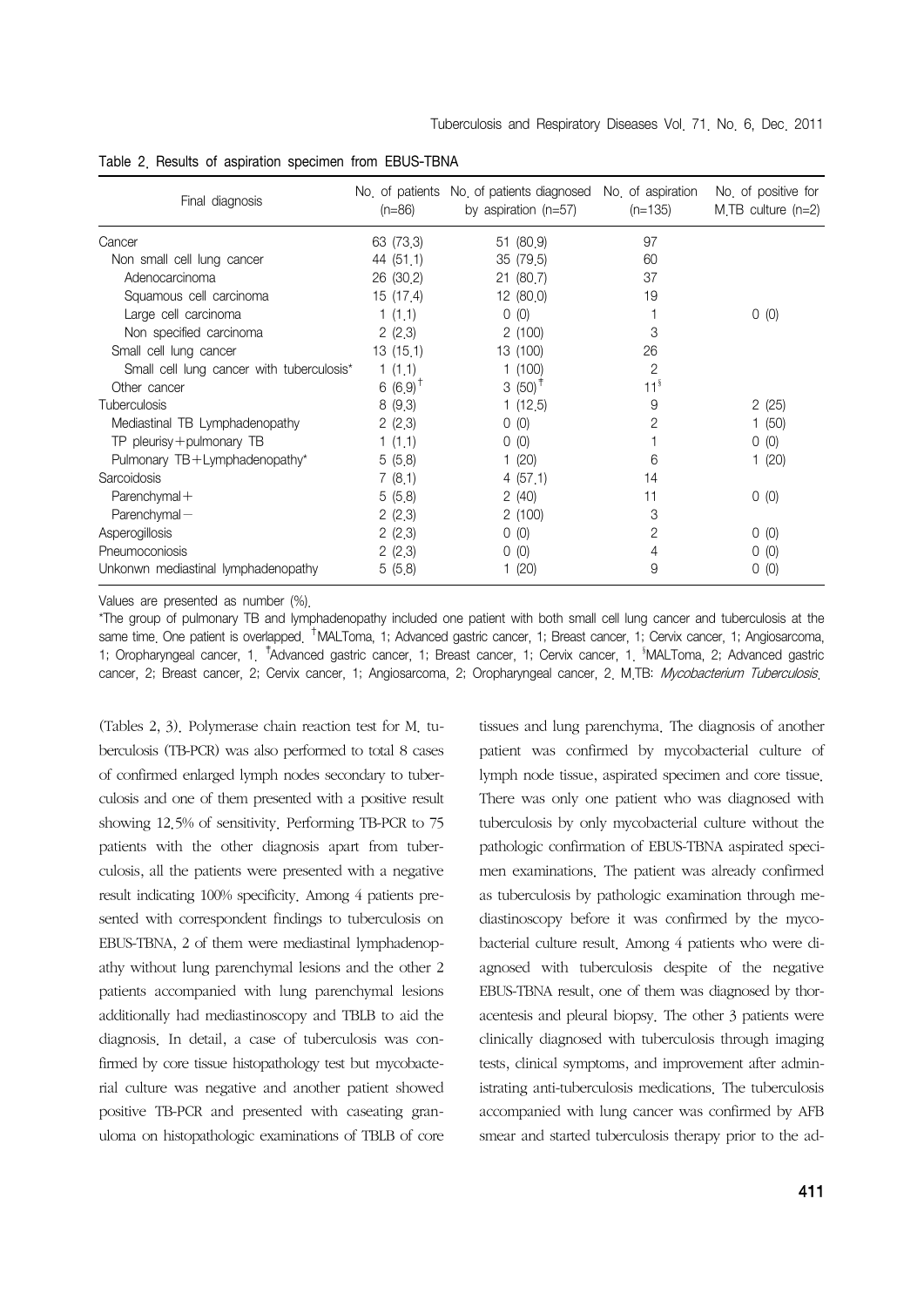Table 2. Results of aspiration specimen from EBUS-TBNA

| Final diagnosis | No. of patients (n=86) | No. of patients diagnosed by aspiration (n=57) | No. of aspiration (n=135) | No. of positive for M.TB culture (n=2) |
|---|---|---|---|---|
| Cancer | 63 (73.3) | 51 (80.9) | 97 | |
| Non small cell lung cancer | 44 (51.1) | 35 (79.5) | 60 | |
| Adenocarcinoma | 26 (30.2) | 21 (80.7) | 37 | |
| Squamous cell carcinoma | 15 (17.4) | 12 (80.0) | 19 | |
| Large cell carcinoma | 1 (1.1) | 0 (0) | 1 | 0 (0) |
| Non specified carcinoma | 2 (2.3) | 2 (100) | 3 | |
| Small cell lung cancer | 13 (15.1) | 13 (100) | 26 | |
| Small cell lung cancer with tuberculosis* | 1 (1.1) | 1 (100) | 2 | |
| Other cancer | 6 (6.9)[†] | 3 (50)[‡] | 11[§] | |
| Tuberculosis | 8 (9.3) | 1 (12.5) | 9 | 2 (25) |
| Mediastinal TB Lymphadenopathy | 2 (2.3) | 0 (0) | 2 | 1 (50) |
| TP pleurisy+pulmonary TB | 1 (1.1) | 0 (0) | 1 | 0 (0) |
| Pulmonary TB+Lymphadenopathy* | 5 (5.8) | 1 (20) | 6 | 1 (20) |
| Sarcoidosis | 7 (8.1) | 4 (57.1) | 14 | |
| Parenchymal+ | 5 (5.8) | 2 (40) | 11 | 0 (0) |
| Parenchymal− | 2 (2.3) | 2 (100) | 3 | |
| Asperogillosis | 2 (2.3) | 0 (0) | 2 | 0 (0) |
| Pneumoconiosis | 2 (2.3) | 0 (0) | 4 | 0 (0) |
| Unkonwn mediastinal lymphadenopathy | 5 (5.8) | 1 (20) | 9 | 0 (0) |

Values are presented as number (%).

*The group of pulmonary TB and lymphadenopathy included one patient with both small cell lung cancer and tuberculosis at the same time. One patient is overlapped. [†]MALToma, 1; Advanced gastric cancer, 1; Breast cancer, 1; Cervix cancer, 1; Angiosarcoma, 1; Oropharyngeal cancer, 1. [‡]Advanced gastric cancer, 1; Breast cancer, 1; Cervix cancer, 1. [§]MALToma, 2; Advanced gastric cancer, 2; Breast cancer, 2; Cervix cancer, 1; Angiosarcoma, 2; Oropharyngeal cancer, 2. M.TB: *Mycobacterium Tuberculosis*.

(Tables 2, 3). Polymerase chain reaction test for M. tuberculosis (TB-PCR) was also performed to total 8 cases of confirmed enlarged lymph nodes secondary to tuberculosis and one of them presented with a positive result showing 12.5% of sensitivity. Performing TB-PCR to 75 patients with the other diagnosis apart from tuberculosis, all the patients were presented with a negative result indicating 100% specificity. Among 4 patients presented with correspondent findings to tuberculosis on EBUS-TBNA, 2 of them were mediastinal lymphadenopathy without lung parenchymal lesions and the other 2 patients accompanied with lung parenchymal lesions additionally had mediastinoscopy and TBLB to aid the diagnosis. In detail, a case of tuberculosis was confirmed by core tissue histopathology test but mycobacterial culture was negative and another patient showed positive TB-PCR and presented with caseating granuloma on histopathologic examinations of TBLB of core tissues and lung parenchyma. The diagnosis of another patient was confirmed by mycobacterial culture of lymph node tissue, aspirated specimen and core tissue. There was only one patient who was diagnosed with tuberculosis by only mycobacterial culture without the pathologic confirmation of EBUS-TBNA aspirated specimen examinations. The patient was already confirmed as tuberculosis by pathologic examination through mediastinoscopy before it was confirmed by the mycobacterial culture result. Among 4 patients who were diagnosed with tuberculosis despite of the negative EBUS-TBNA result, one of them was diagnosed by thoracentesis and pleural biopsy. The other 3 patients were clinically diagnosed with tuberculosis through imaging tests, clinical symptoms, and improvement after administrating anti-tuberculosis medications. The tuberculosis accompanied with lung cancer was confirmed by AFB smear and started tuberculosis therapy prior to the ad-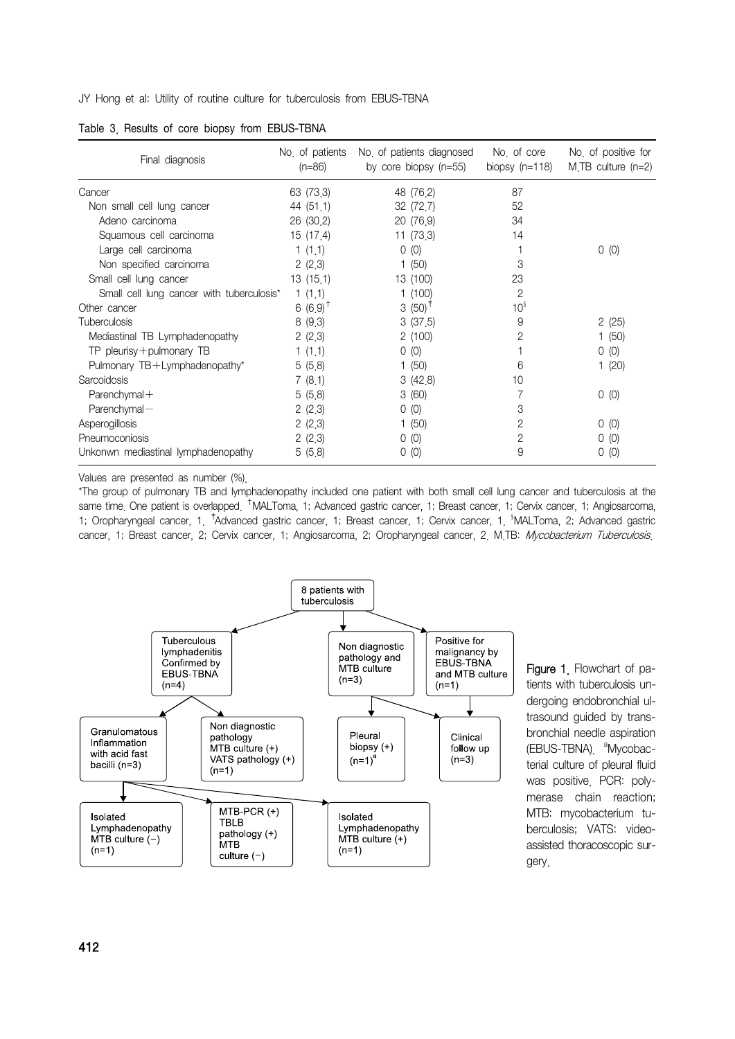Table 3. Results of core biopsy from EBUS-TBNA

| Final diagnosis | No. of patients (n=86) | No. of patients diagnosed by core biopsy (n=55) | No. of core biopsy (n=118) | No. of positive for M.TB culture (n=2) |
|---|---|---|---|---|
| Cancer | 63 (73.3) | 48 (76.2) | 87 | |
| Non small cell lung cancer | 44 (51.1) | 32 (72.7) | 52 | |
| Adeno carcinoma | 26 (30.2) | 20 (76.9) | 34 | |
| Squamous cell carcinoma | 15 (17.4) | 11 (73.3) | 14 | |
| Large cell carcinoma | 1 (1.1) | 0 (0) | 1 | 0 (0) |
| Non specified carcinoma | 2 (2.3) | 1 (50) | 3 | |
| Small cell lung cancer | 13 (15.1) | 13 (100) | 23 | |
| Small cell lung cancer with tuberculosis* | 1 (1.1) | 1 (100) | 2 | |
| Other cancer | 6 (6.9)[†] | 3 (50)[‡] | 10[§] | |
| Tuberculosis | 8 (9.3) | 3 (37.5) | 9 | 2 (25) |
| Mediastinal TB Lymphadenopathy | 2 (2.3) | 2 (100) | 2 | 1 (50) |
| TP pleurisy+pulmonary TB | 1 (1.1) | 0 (0) | 1 | 0 (0) |
| Pulmonary TB+Lymphadenopathy* | 5 (5.8) | 1 (50) | 6 | 1 (20) |
| Sarcoidosis | 7 (8.1) | 3 (42.8) | 10 | |
| Parenchymal+ | 5 (5.8) | 3 (60) | 7 | 0 (0) |
| Parenchymal− | 2 (2.3) | 0 (0) | 3 | |
| Asperogillosis | 2 (2.3) | 1 (50) | 2 | 0 (0) |
| Pneumoconiosis | 2 (2.3) | 0 (0) | 2 | 0 (0) |
| Unkonwn mediastinal lymphadenopathy | 5 (5.8) | 0 (0) | 9 | 0 (0) |

Values are presented as number (%).

*The group of pulmonary TB and lymphadenopathy included one patient with both small cell lung cancer and tuberculosis at the same time. One patient is overlapped. [†]MALToma, 1; Advanced gastric cancer, 1; Breast cancer, 1; Cervix cancer, 1; Angiosarcoma, 1; Oropharyngeal cancer, 1. [‡]Advanced gastric cancer, 1; Breast cancer, 1; Cervix cancer, 1. [§]MALToma, 2; Advanced gastric cancer, 1; Breast cancer, 2; Cervix cancer, 1; Angiosarcoma, 2; Oropharyngeal cancer, 2. M.TB: *Mycobacterium Tuberculosis*.

**Figure 1.** Flowchart of patients with tuberculosis undergoing endobronchial ultrasound guided by transbronchial needle aspiration (EBUS-TBNA). [a]Mycobacterial culture of pleural fluid was positive. PCR: polymerase chain reaction; MTB: mycobacterium tuberculosis; VATS: video-assisted thoracoscopic surgery.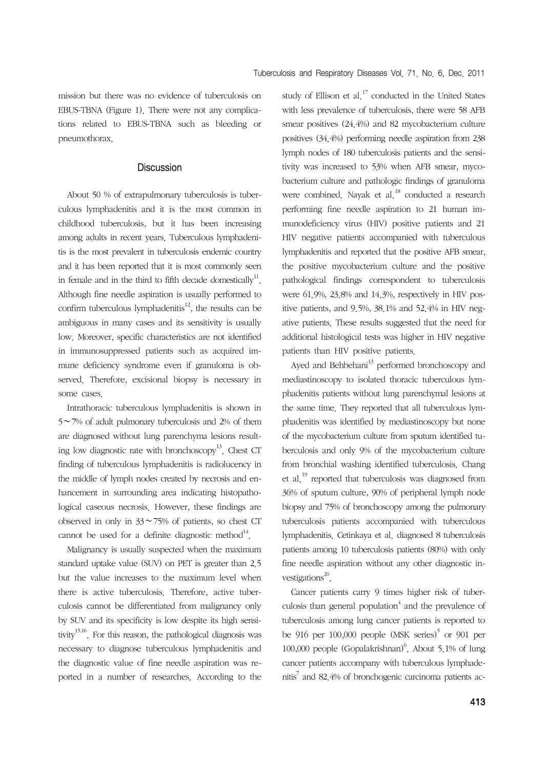mission but there was no evidence of tuberculosis on EBUS-TBNA (Figure 1). There were not any complications related to EBUS-TBNA such as bleeding or pneumothorax.

## Discussion

About 50 % of extrapulmonary tuberculosis is tuberculous lymphadenitis and it is the most common in childhood tuberculosis, but it has been increasing among adults in recent years. Tuberculous lymphadenitis is the most prevalent in tuberculosis endemic country and it has been reported that it is most commonly seen in female and in the third to fifth decade domestically[11]. Although fine needle aspiration is usually performed to confirm tuberculous lymphadenitis[12], the results can be ambiguous in many cases and its sensitivity is usually low. Moreover, specific characteristics are not identified in immunosuppressed patients such as acquired immune deficiency syndrome even if granuloma is observed. Therefore, excisional biopsy is necessary in some cases.

Intrathoracic tuberculous lymphadenitis is shown in 5∼7% of adult pulmonary tuberculosis and 2% of them are diagnosed without lung parenchyma lesions resulting low diagnostic rate with bronchoscopy[13]. Chest CT finding of tuberculous lymphadenitis is radiolucency in the middle of lymph nodes created by necrosis and enhancement in surrounding area indicating histopathological caseous necrosis. However, these findings are observed in only in 33∼75% of patients, so chest CT cannot be used for a definite diagnostic method[14].

Malignancy is usually suspected when the maximum standard uptake value (SUV) on PET is greater than 2.5 but the value increases to the maximum level when there is active tuberculosis. Therefore, active tuberculosis cannot be differentiated from malignancy only by SUV and its specificity is low despite its high sensitivity[15,16]. For this reason, the pathological diagnosis was necessary to diagnose tuberculous lymphadenitis and the diagnostic value of fine needle aspiration was reported in a number of researches. According to the study of Ellison et al.[17] conducted in the United States with less prevalence of tuberculosis, there were 58 AFB smear positives (24.4%) and 82 mycobacterium culture positives (34.4%) performing needle aspiration from 238 lymph nodes of 180 tuberculosis patients and the sensitivity was increased to 53% when AFB smear, mycobacterium culture and pathologic findings of granuloma were combined. Nayak et al.[18] conducted a research performing fine needle aspiration to 21 human immunodeficiency virus (HIV) positive patients and 21 HIV negative patients accompanied with tuberculous lymphadenitis and reported that the positive AFB smear, the positive mycobacterium culture and the positive pathological findings correspondent to tuberculosis were 61.9%, 23.8% and 14.3%, respectively in HIV positive patients, and 9.5%, 38.1% and 52.4% in HIV negative patients. These results suggested that the need for additional histological tests was higher in HIV negative patients than HIV positive patients.

Ayed and Behbehani[13] performed bronchoscopy and mediastinoscopy to isolated thoracic tuberculous lymphadenitis patients without lung parenchymal lesions at the same time. They reported that all tuberculous lymphadenitis was identified by mediastinoscopy but none of the mycobacterium culture from sputum identified tuberculosis and only 9% of the mycobacterium culture from bronchial washing identified tuberculosis. Chang et al.[19] reported that tuberculosis was diagnosed from 36% of sputum culture, 90% of peripheral lymph node biopsy and 75% of bronchoscopy among the pulmonary tuberculosis patients accompanied with tuberculous lymphadenitis. Cetinkaya et al. diagnosed 8 tuberculosis patients among 10 tuberculosis patients (80%) with only fine needle aspiration without any other diagnostic investigations[20].

Cancer patients carry 9 times higher risk of tuberculosis than general population[4] and the prevalence of tuberculosis among lung cancer patients is reported to be 916 per 100,000 people (MSK series)[5] or 901 per 100,000 people (Gopalakrishnan)[6]. About 5.1% of lung cancer patients accompany with tuberculous lymphadenitis[7] and 82.4% of bronchogenic carcinoma patients ac-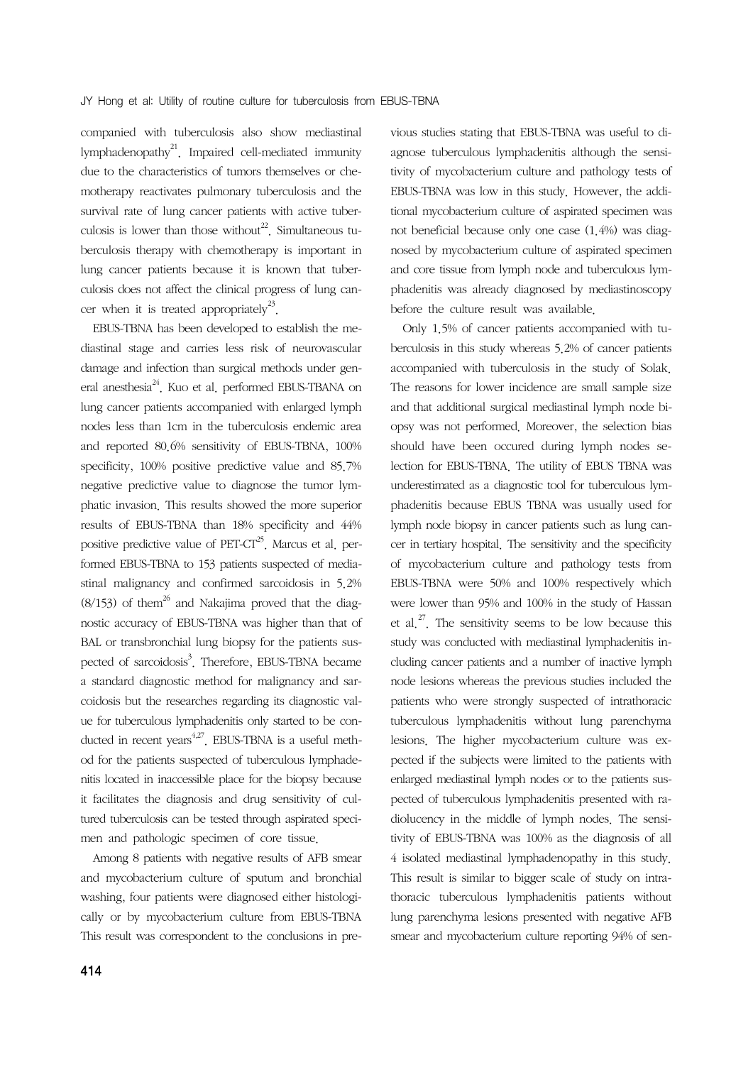companied with tuberculosis also show mediastinal lymphadenopathy[21]. Impaired cell-mediated immunity due to the characteristics of tumors themselves or chemotherapy reactivates pulmonary tuberculosis and the survival rate of lung cancer patients with active tuberculosis is lower than those without[22]. Simultaneous tuberculosis therapy with chemotherapy is important in lung cancer patients because it is known that tuberculosis does not affect the clinical progress of lung cancer when it is treated appropriately[23].

EBUS-TBNA has been developed to establish the mediastinal stage and carries less risk of neurovascular damage and infection than surgical methods under general anesthesia[24]. Kuo et al. performed EBUS-TBANA on lung cancer patients accompanied with enlarged lymph nodes less than 1cm in the tuberculosis endemic area and reported 80.6% sensitivity of EBUS-TBNA, 100% specificity, 100% positive predictive value and 85.7% negative predictive value to diagnose the tumor lymphatic invasion. This results showed the more superior results of EBUS-TBNA than 18% specificity and 44% positive predictive value of PET-CT[25]. Marcus et al. performed EBUS-TBNA to 153 patients suspected of mediastinal malignancy and confirmed sarcoidosis in 5.2% (8/153) of them[26] and Nakajima proved that the diagnostic accuracy of EBUS-TBNA was higher than that of BAL or transbronchial lung biopsy for the patients suspected of sarcoidosis[3]. Therefore, EBUS-TBNA became a standard diagnostic method for malignancy and sarcoidosis but the researches regarding its diagnostic value for tuberculous lymphadenitis only started to be conducted in recent years[4,27]. EBUS-TBNA is a useful method for the patients suspected of tuberculous lymphadenitis located in inaccessible place for the biopsy because it facilitates the diagnosis and drug sensitivity of cultured tuberculosis can be tested through aspirated specimen and pathologic specimen of core tissue.

Among 8 patients with negative results of AFB smear and mycobacterium culture of sputum and bronchial washing, four patients were diagnosed either histologically or by mycobacterium culture from EBUS-TBNA This result was correspondent to the conclusions in previous studies stating that EBUS-TBNA was useful to diagnose tuberculous lymphadenitis although the sensitivity of mycobacterium culture and pathology tests of EBUS-TBNA was low in this study. However, the additional mycobacterium culture of aspirated specimen was not beneficial because only one case (1.4%) was diagnosed by mycobacterium culture of aspirated specimen and core tissue from lymph node and tuberculous lymphadenitis was already diagnosed by mediastinoscopy before the culture result was available.

Only 1.5% of cancer patients accompanied with tuberculosis in this study whereas 5.2% of cancer patients accompanied with tuberculosis in the study of Solak. The reasons for lower incidence are small sample size and that additional surgical mediastinal lymph node biopsy was not performed. Moreover, the selection bias should have been occured during lymph nodes selection for EBUS-TBNA. The utility of EBUS TBNA was underestimated as a diagnostic tool for tuberculous lymphadenitis because EBUS TBNA was usually used for lymph node biopsy in cancer patients such as lung cancer in tertiary hospital. The sensitivity and the specificity of mycobacterium culture and pathology tests from EBUS-TBNA were 50% and 100% respectively which were lower than 95% and 100% in the study of Hassan et al.[27]. The sensitivity seems to be low because this study was conducted with mediastinal lymphadenitis including cancer patients and a number of inactive lymph node lesions whereas the previous studies included the patients who were strongly suspected of intrathoracic tuberculous lymphadenitis without lung parenchyma lesions. The higher mycobacterium culture was expected if the subjects were limited to the patients with enlarged mediastinal lymph nodes or to the patients suspected of tuberculous lymphadenitis presented with radiolucency in the middle of lymph nodes. The sensitivity of EBUS-TBNA was 100% as the diagnosis of all 4 isolated mediastinal lymphadenopathy in this study. This result is similar to bigger scale of study on intrathoracic tuberculous lymphadenitis patients without lung parenchyma lesions presented with negative AFB smear and mycobacterium culture reporting 94% of sen-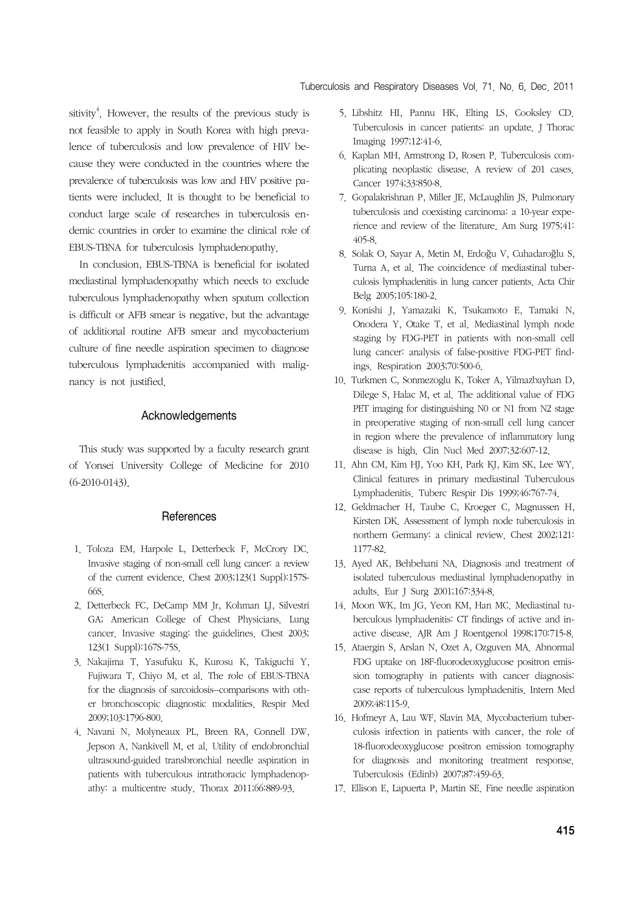sitivity[4]. However, the results of the previous study is not feasible to apply in South Korea with high prevalence of tuberculosis and low prevalence of HIV because they were conducted in the countries where the prevalence of tuberculosis was low and HIV positive patients were included. It is thought to be beneficial to conduct large scale of researches in tuberculosis endemic countries in order to examine the clinical role of EBUS-TBNA for tuberculosis lymphadenopathy.

In conclusion, EBUS-TBNA is beneficial for isolated mediastinal lymphadenopathy which needs to exclude tuberculous lymphadenopathy when sputum collection is difficult or AFB smear is negative, but the advantage of additional routine AFB smear and mycobacterium culture of fine needle aspiration specimen to diagnose tuberculous lymphadenitis accompanied with malignancy is not justified.

## Acknowledgements

This study was supported by a faculty research grant of Yonsei University College of Medicine for 2010 (6-2010-0143).

## References

1. Toloza EM, Harpole L, Detterbeck F, McCrory DC. Invasive staging of non-small cell lung cancer: a review of the current evidence. Chest 2003;123(1 Suppl):157S-66S.
2. Detterbeck FC, DeCamp MM Jr, Kohman LJ, Silvestri GA; American College of Chest Physicians. Lung cancer. Invasive staging: the guidelines. Chest 2003; 123(1 Suppl):167S-75S.
3. Nakajima T, Yasufuku K, Kurosu K, Takiguchi Y, Fujiwara T, Chiyo M, et al. The role of EBUS-TBNA for the diagnosis of sarcoidosis--comparisons with other bronchoscopic diagnostic modalities. Respir Med 2009;103:1796-800.
4. Navani N, Molyneaux PL, Breen RA, Connell DW, Jepson A, Nankivell M, et al. Utility of endobronchial ultrasound-guided transbronchial needle aspiration in patients with tuberculous intrathoracic lymphadenopathy: a multicentre study. Thorax 2011;66:889-93.
5. Libshitz HI, Pannu HK, Elting LS, Cooksley CD. Tuberculosis in cancer patients: an update. J Thorac Imaging 1997;12:41-6.
6. Kaplan MH, Armstrong D, Rosen P. Tuberculosis complicating neoplastic disease. A review of 201 cases. Cancer 1974;33:850-8.
7. Gopalakrishnan P, Miller JE, McLaughlin JS. Pulmonary tuberculosis and coexisting carcinoma: a 10-year experience and review of the literature. Am Surg 1975;41: 405-8.
8. Solak O, Sayar A, Metin M, Erdoğu V, Cuhadaroğlu S, Turna A, et al. The coincidence of mediastinal tuberculosis lymphadenitis in lung cancer patients. Acta Chir Belg 2005;105:180-2.
9. Konishi J, Yamazaki K, Tsukamoto E, Tamaki N, Onodera Y, Otake T, et al. Mediastinal lymph node staging by FDG-PET in patients with non-small cell lung cancer: analysis of false-positive FDG-PET findings. Respiration 2003;70:500-6.
10. Turkmen C, Sonmezoglu K, Toker A, Yilmazbayhan D, Dilege S, Halac M, et al. The additional value of FDG PET imaging for distinguishing N0 or N1 from N2 stage in preoperative staging of non-small cell lung cancer in region where the prevalence of inflammatory lung disease is high. Clin Nucl Med 2007;32:607-12.
11. Ahn CM, Kim HJ, Yoo KH, Park KJ, Kim SK, Lee WY. Clinical features in primary mediastinal Tuberculous Lymphadenitis. Tuberc Respir Dis 1999;46:767-74.
12. Geldmacher H, Taube C, Kroeger C, Magnussen H, Kirsten DK. Assessment of lymph node tuberculosis in northern Germany: a clinical review. Chest 2002;121: 1177-82.
13. Ayed AK, Behbehani NA. Diagnosis and treatment of isolated tuberculous mediastinal lymphadenopathy in adults. Eur J Surg 2001;167:334-8.
14. Moon WK, Im JG, Yeon KM, Han MC. Mediastinal tuberculous lymphadenitis: CT findings of active and inactive disease. AJR Am J Roentgenol 1998;170:715-8.
15. Ataergin S, Arslan N, Ozet A, Ozguven MA. Abnormal FDG uptake on 18F-fluorodeoxyglucose positron emission tomography in patients with cancer diagnosis: case reports of tuberculous lymphadenitis. Intern Med 2009;48:115-9.
16. Hofmeyr A, Lau WF, Slavin MA. Mycobacterium tuberculosis infection in patients with cancer, the role of 18-fluorodeoxyglucose positron emission tomography for diagnosis and monitoring treatment response. Tuberculosis (Edinb) 2007;87:459-63.
17. Ellison E, Lapuerta P, Martin SE. Fine needle aspiration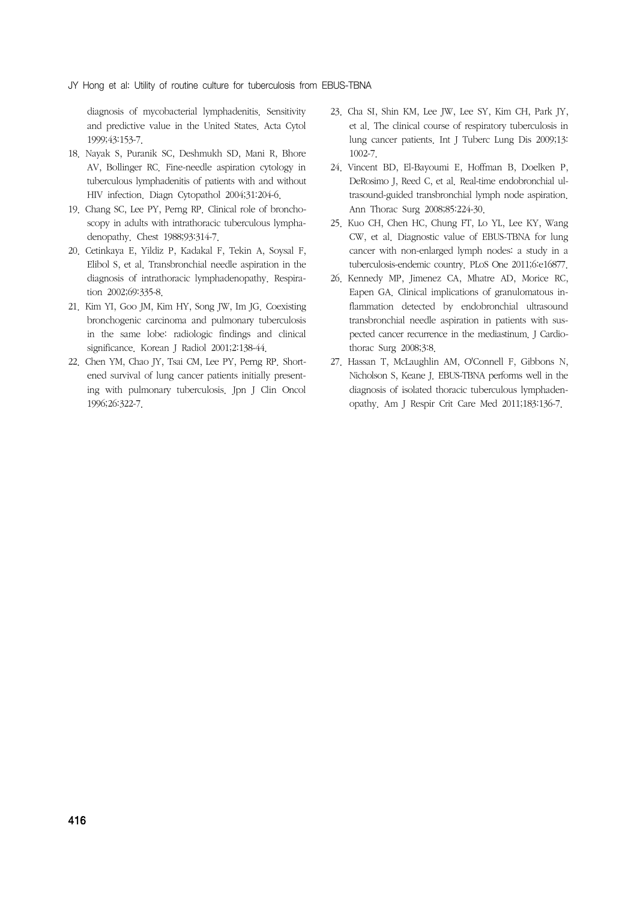diagnosis of mycobacterial lymphadenitis. Sensitivity and predictive value in the United States. Acta Cytol 1999;43:153-7.

18. Nayak S, Puranik SC, Deshmukh SD, Mani R, Bhore AV, Bollinger RC. Fine-needle aspiration cytology in tuberculous lymphadenitis of patients with and without HIV infection. Diagn Cytopathol 2004;31:204-6.
19. Chang SC, Lee PY, Perng RP. Clinical role of bronchoscopy in adults with intrathoracic tuberculous lymphadenopathy. Chest 1988;93:314-7.
20. Cetinkaya E, Yildiz P, Kadakal F, Tekin A, Soysal F, Elibol S, et al. Transbronchial needle aspiration in the diagnosis of intrathoracic lymphadenopathy. Respiration 2002;69:335-8.
21. Kim YI, Goo JM, Kim HY, Song JW, Im JG. Coexisting bronchogenic carcinoma and pulmonary tuberculosis in the same lobe: radiologic findings and clinical significance. Korean J Radiol 2001;2:138-44.
22. Chen YM, Chao JY, Tsai CM, Lee PY, Perng RP. Shortened survival of lung cancer patients initially presenting with pulmonary tuberculosis. Jpn J Clin Oncol 1996;26:322-7.
23. Cha SI, Shin KM, Lee JW, Lee SY, Kim CH, Park JY, et al. The clinical course of respiratory tuberculosis in lung cancer patients. Int J Tuberc Lung Dis 2009;13:1002-7.
24. Vincent BD, El-Bayoumi E, Hoffman B, Doelken P, DeRosimo J, Reed C, et al. Real-time endobronchial ultrasound-guided transbronchial lymph node aspiration. Ann Thorac Surg 2008;85:224-30.
25. Kuo CH, Chen HC, Chung FT, Lo YL, Lee KY, Wang CW, et al. Diagnostic value of EBUS-TBNA for lung cancer with non-enlarged lymph nodes: a study in a tuberculosis-endemic country. PLoS One 2011;6:e16877.
26. Kennedy MP, Jimenez CA, Mhatre AD, Morice RC, Eapen GA. Clinical implications of granulomatous inflammation detected by endobronchial ultrasound transbronchial needle aspiration in patients with suspected cancer recurrence in the mediastinum. J Cardiothorac Surg 2008;3:8.
27. Hassan T, McLaughlin AM, O'Connell F, Gibbons N, Nicholson S, Keane J. EBUS-TBNA performs well in the diagnosis of isolated thoracic tuberculous lymphadenopathy. Am J Respir Crit Care Med 2011;183:136-7.